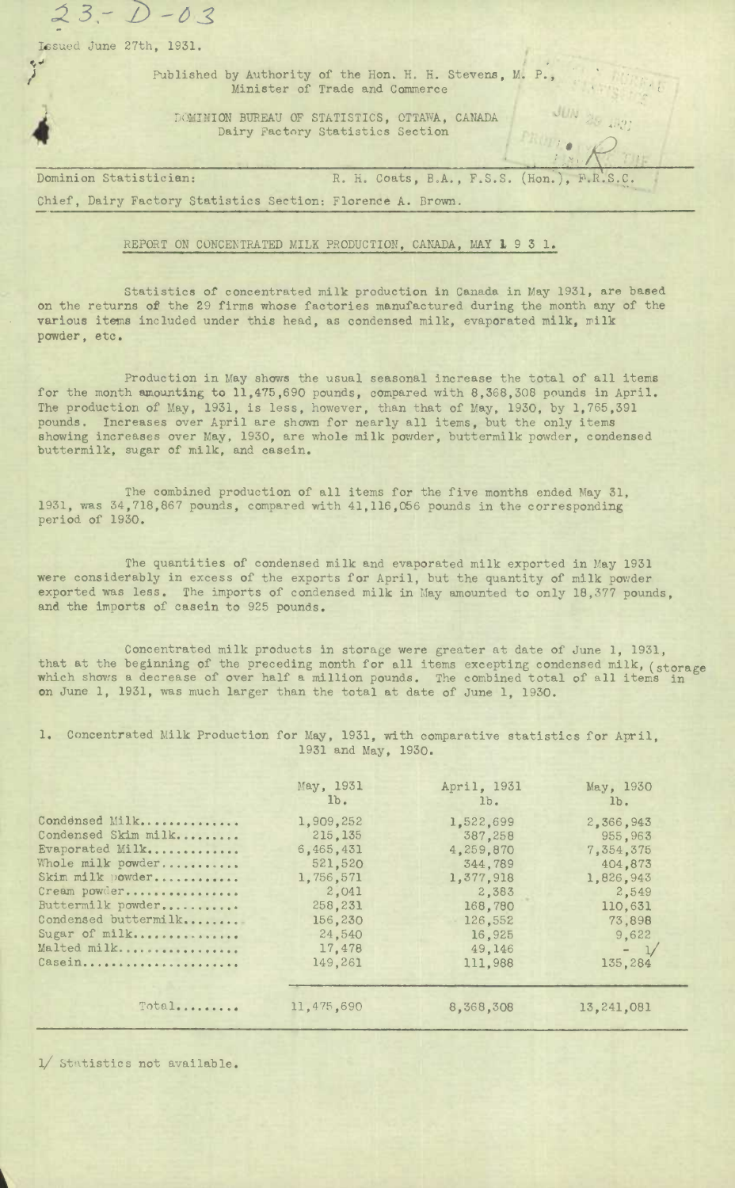23-D-03

Issued June 27th, 1931.

Published by Authority of the Hon. H. H. Stevens, M. P., Minister of Trade and Commerce

DOMINION BUREAU OF STATISTICS, OTTAWA, CANADA
Dairy Factory Statistics Section

Dominion Statistician: R. H. Coats, B.A., F.S.S. (Hon.), F.R.S.C.

Chief, Dairy Factory Statistics Section: Florence A. Brown.

## REPORT ON CONCENTRATED MILK PRODUCTION, CANADA, MAY 1 9 3 1.

Statistics of concentrated milk production in Canada in May 1931, are based on the returns of the 29 firms whose factories manufactured during the month any of the various items included under this head, as condensed milk, evaporated milk, milk powder, etc.

Production in May shows the usual seasonal increase the total of all items for the month amounting to 11,475,690 pounds, compared with 8,368,308 pounds in April. The production of May, 1931, is less, however, than that of May, 1930, by 1,765,391 pounds. Increases over April are shown for nearly all items, but the only items showing increases over May, 1930, are whole milk powder, buttermilk powder, condensed buttermilk, sugar of milk, and casein.

The combined production of all items for the five months ended May 31, 1931, was 34,718,867 pounds, compared with 41,116,056 pounds in the corresponding period of 1930.

The quantities of condensed milk and evaporated milk exported in May 1931 were considerably in excess of the exports for April, but the quantity of milk powder exported was less. The imports of condensed milk in May amounted to only 18,377 pounds, and the imports of casein to 925 pounds.

Concentrated milk products in storage were greater at date of June 1, 1931, that at the beginning of the preceding month for all items excepting condensed milk, which shows a decrease of over half a million pounds. The combined total of all items in storage on June 1, 1931, was much larger than the total at date of June 1, 1930.

1. Concentrated Milk Production for May, 1931, with comparative statistics for April, 1931 and May, 1930.

| | May, 1931 lb. | April, 1931 lb. | May, 1930 lb. |
|---|---|---|---|
| Condensed Milk | 1,909,252 | 1,522,699 | 2,366,943 |
| Condensed Skim milk | 215,135 | 387,258 | 955,963 |
| Evaporated Milk | 6,465,431 | 4,259,870 | 7,354,375 |
| Whole milk powder | 521,520 | 344,789 | 404,873 |
| Skim milk powder | 1,756,571 | 1,377,918 | 1,826,943 |
| Cream powder | 2,041 | 2,383 | 2,549 |
| Buttermilk powder | 258,231 | 168,780 | 110,631 |
| Condensed buttermilk | 156,230 | 126,552 | 73,898 |
| Sugar of milk | 24,540 | 16,925 | 9,622 |
| Malted milk | 17,478 | 49,146 | - 1/ |
| Casein | 149,261 | 111,988 | 135,284 |
| Total | 11,475,690 | 8,368,308 | 13,241,081 |

1/ Statistics not available.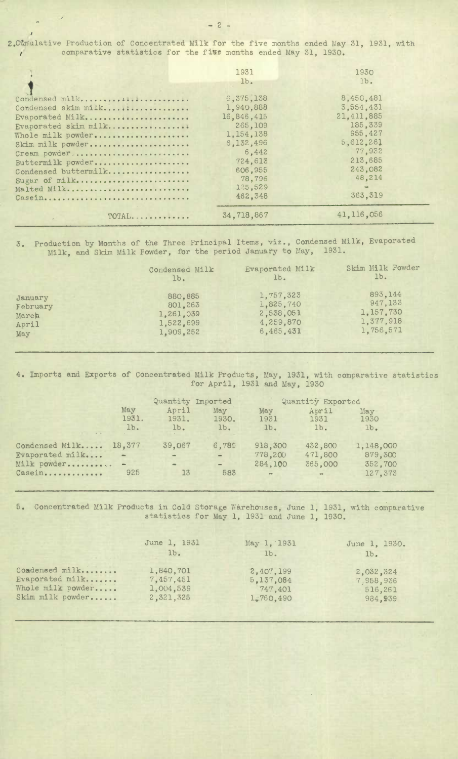2. Cumulative Production of Concentrated Milk for the five months ended May 31, 1931, with comparative statistics for the five months ended May 31, 1930.

| | 1931 lb. | 1930 lb. |
|---|---|---|
| Condensed milk | 6,375,138 | 8,450,481 |
| Condensed skim milk | 1,940,888 | 3,554,431 |
| Evaporated Milk | 16,846,415 | 21,411,885 |
| Evaporated skim milk | 265,109 | 185,339 |
| Whole milk powder | 1,154,138 | 955,427 |
| Skim milk powder | 6,132,496 | 5,612,261 |
| Cream powder | 6,442 | 77,932 |
| Buttermilk powder | 724,613 | 213,685 |
| Condensed buttermilk | 606,955 | 243,082 |
| Sugar of milk | 78,796 | 48,214 |
| Malted Milk | 125,529 | - |
| Casein | 462,348 | 363,319 |
| TOTAL | 34,718,867 | 41,116,056 |

3. Production by Months of the Three Principal Items, viz., Condensed Milk, Evaporated Milk, and Skim Milk Powder, for the period January to May, 1931.

| | Condensed Milk lb. | Evaporated Milk lb. | Skim Milk Powder lb. |
|---|---|---|---|
| January | 880,885 | 1,757,323 | 893,144 |
| February | 801,263 | 1,825,740 | 947,133 |
| March | 1,261,039 | 2,538,051 | 1,157,730 |
| April | 1,522,699 | 4,259,870 | 1,377,918 |
| May | 1,909,252 | 6,465,431 | 1,756,571 |

4. Imports and Exports of Concentrated Milk Products, May, 1931, with comparative statistics for April, 1931 and May, 1930

| | Quantity Imported | | | Quantity Exported | | |
|---|---|---|---|---|---|---|
| | May 1931. lb. | April 1931. lb. | May 1930. lb. | May 1931 lb. | April 1931 lb. | May 1930 lb. |
| Condensed Milk | 18,377 | 39,067 | 6,789 | 918,300 | 432,800 | 1,148,000 |
| Evaporated milk | - | - | - | 778,200 | 471,800 | 879,300 |
| Milk powder | - | - | - | 284,100 | 365,000 | 352,700 |
| Casein | 925 | 13 | 583 | - | - | 127,373 |

5. Concentrated Milk Products in Cold Storage Warehouses, June 1, 1931, with comparative statistics for May 1, 1931 and June 1, 1930.

| | June 1, 1931 lb. | May 1, 1931 lb. | June 1, 1930. lb. |
|---|---|---|---|
| Condensed milk | 1,840,701 | 2,407,199 | 2,032,324 |
| Evaporated milk | 7,457,451 | 5,137,084 | 7,958,936 |
| Whole milk powder | 1,004,539 | 747,401 | 516,261 |
| Skim milk powder | 2,321,325 | 1,760,490 | 984,939 |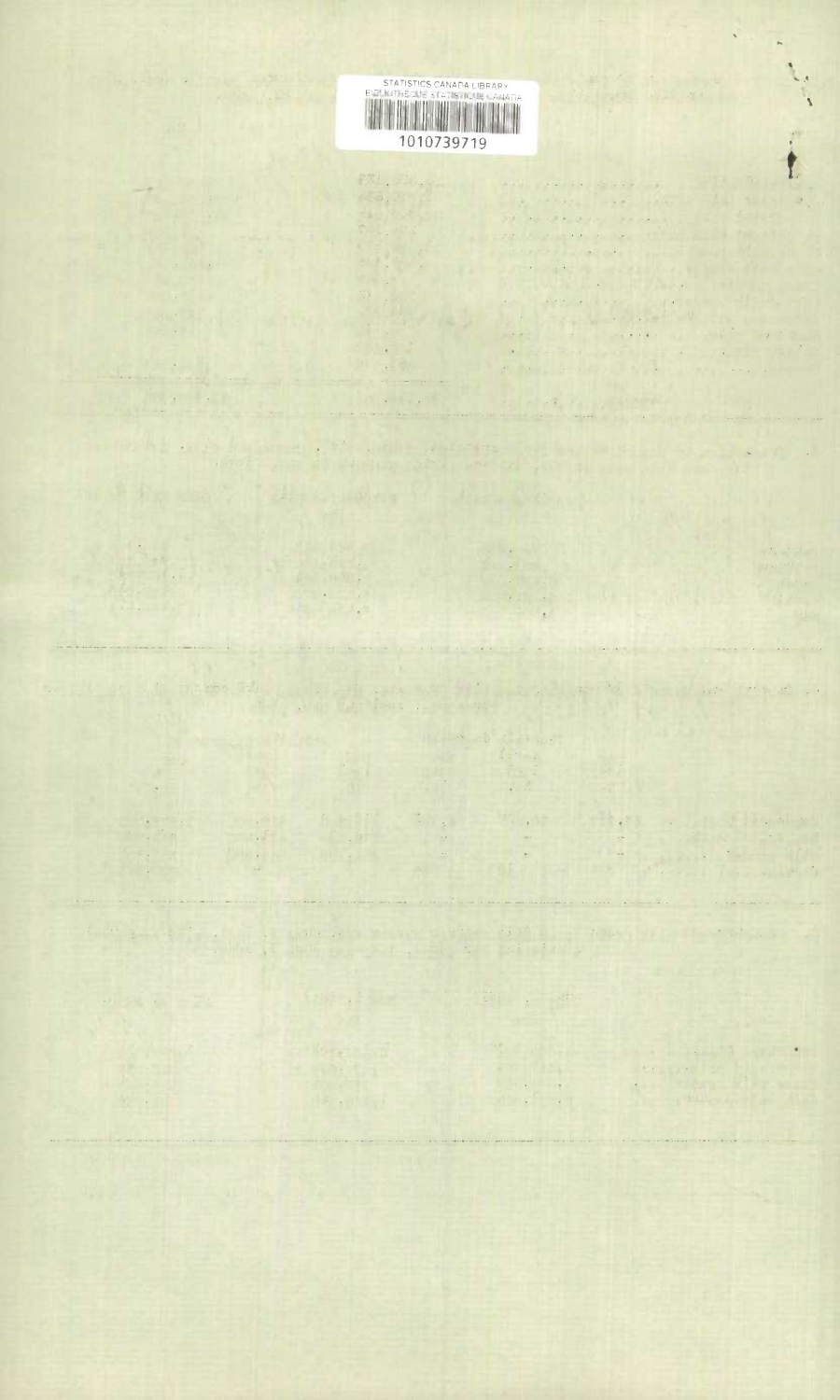STATISTICS CANADA LIBRARY
BIBLIOTHÈQUE STATISTIQUE CANADA

1010739719